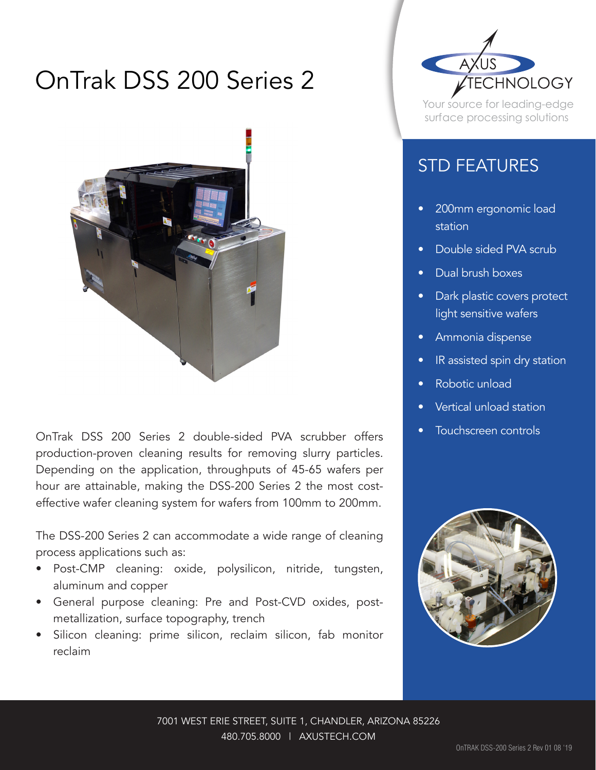# OnTrak DSS 200 Series 2

OnTrak DSS 200 Series 2 double-sided PVA scrubber offers production-proven cleaning results for removing slurry particles. Depending on the application, throughputs of 45-65 wafers per hour are attainable, making the DSS-200 Series 2 the most cost-effective wafer cleaning system for wafers from 100mm to 200mm.

The DSS-200 Series 2 can accommodate a wide range of cleaning process applications such as:

- Post-CMP cleaning: oxide, polysilicon, nitride, tungsten, aluminum and copper
- General purpose cleaning: Pre and Post-CVD oxides, post-metallization, surface topography, trench
- Silicon cleaning: prime silicon, reclaim silicon, fab monitor reclaim

AXUS TECHNOLOGY

Your source for leading-edge surface processing solutions

## STD FEATURES

- 200mm ergonomic load station
- Double sided PVA scrub
- Dual brush boxes
- Dark plastic covers protect light sensitive wafers
- Ammonia dispense
- IR assisted spin dry station
- Robotic unload
- Vertical unload station
- Touchscreen controls

7001 WEST ERIE STREET, SUITE 1, CHANDLER, ARIZONA 85226

480.705.8000 | AXUSTECH.COM

OnTRAK DSS-200 Series 2 Rev 01 08 '19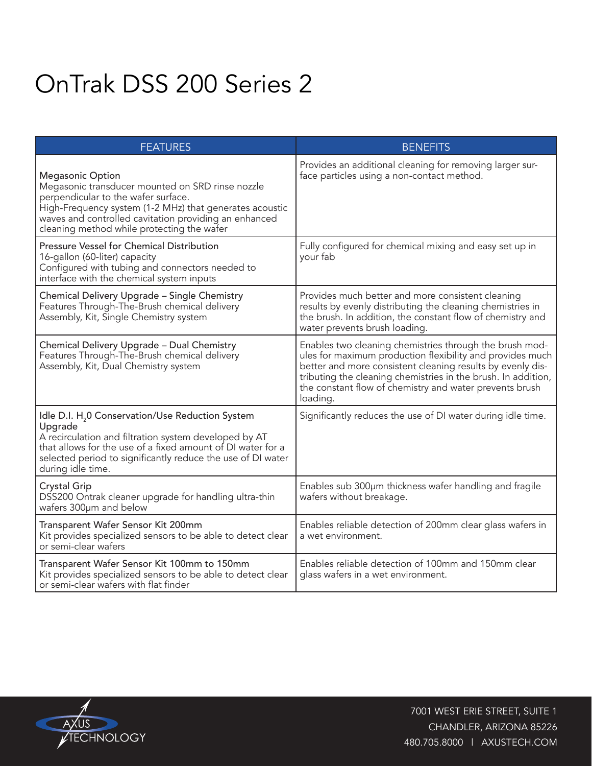# OnTrak DSS 200 Series 2

| FEATURES | BENEFITS |
|---|---|
| Megasonic Option<br>Megasonic transducer mounted on SRD rinse nozzle perpendicular to the wafer surface.<br>High-Frequency system (1-2 MHz) that generates acoustic waves and controlled cavitation providing an enhanced cleaning method while protecting the wafer | Provides an additional cleaning for removing larger surface particles using a non-contact method. |
| Pressure Vessel for Chemical Distribution<br>16-gallon (60-liter) capacity<br>Configured with tubing and connectors needed to interface with the chemical system inputs | Fully configured for chemical mixing and easy set up in your fab |
| Chemical Delivery Upgrade – Single Chemistry<br>Features Through-The-Brush chemical delivery Assembly, Kit, Single Chemistry system | Provides much better and more consistent cleaning results by evenly distributing the cleaning chemistries in the brush. In addition, the constant flow of chemistry and water prevents brush loading. |
| Chemical Delivery Upgrade – Dual Chemistry<br>Features Through-The-Brush chemical delivery Assembly, Kit, Dual Chemistry system | Enables two cleaning chemistries through the brush modules for maximum production flexibility and provides much better and more consistent cleaning results by evenly distributing the cleaning chemistries in the brush. In addition, the constant flow of chemistry and water prevents brush loading. |
| Idle D.I. $H_2 0$ Conservation/Use Reduction System Upgrade<br>A recirculation and filtration system developed by AT that allows for the use of a fixed amount of DI water for a selected period to significantly reduce the use of DI water during idle time. | Significantly reduces the use of DI water during idle time. |
| Crystal Grip<br>DSS200 Ontrak cleaner upgrade for handling ultra-thin wafers 300µm and below | Enables sub 300µm thickness wafer handling and fragile wafers without breakage. |
| Transparent Wafer Sensor Kit 200mm<br>Kit provides specialized sensors to be able to detect clear or semi-clear wafers | Enables reliable detection of 200mm clear glass wafers in a wet environment. |
| Transparent Wafer Sensor Kit 100mm to 150mm<br>Kit provides specialized sensors to be able to detect clear or semi-clear wafers with flat finder | Enables reliable detection of 100mm and 150mm clear glass wafers in a wet environment. |

AXUS TECHNOLOGY

7001 WEST ERIE STREET, SUITE 1
CHANDLER, ARIZONA 85226
480.705.8000 | AXUSTECH.COM